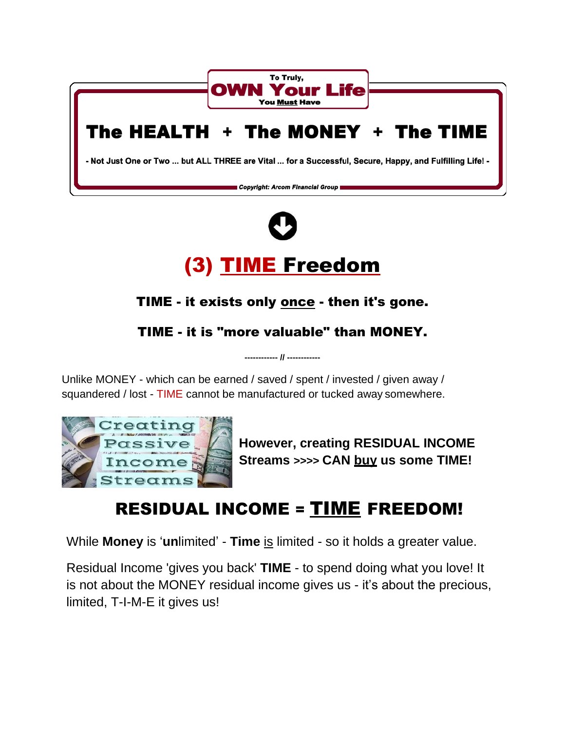To Truly,

**OWN Your Life**

You **Must** Have

# The HEALTH + The MONEY + The TIME

**- Not Just One or Two ... but ALL THREE are Vital ... for a Successful, Secure, Happy, and Fulfilling Life! -**

***Copyright: Arcom Financial Group***

# (3) TIME Freedom

**TIME - it exists only once - then it's gone.**

**TIME - it is "more valuable" than MONEY.**

------------ // ------------

Unlike MONEY - which can be earned / saved / spent / invested / given away / squandered / lost - TIME cannot be manufactured or tucked away somewhere.

Creating Passive Income Streams

**However, creating RESIDUAL INCOME Streams >>>> CAN buy us some TIME!**

## RESIDUAL INCOME = TIME FREEDOM!

While **Money** is '**un**limited' - **Time** is limited - so it holds a greater value.

Residual Income 'gives you back' **TIME** - to spend doing what you love! It is not about the MONEY residual income gives us - it's about the precious, limited, T-I-M-E it gives us!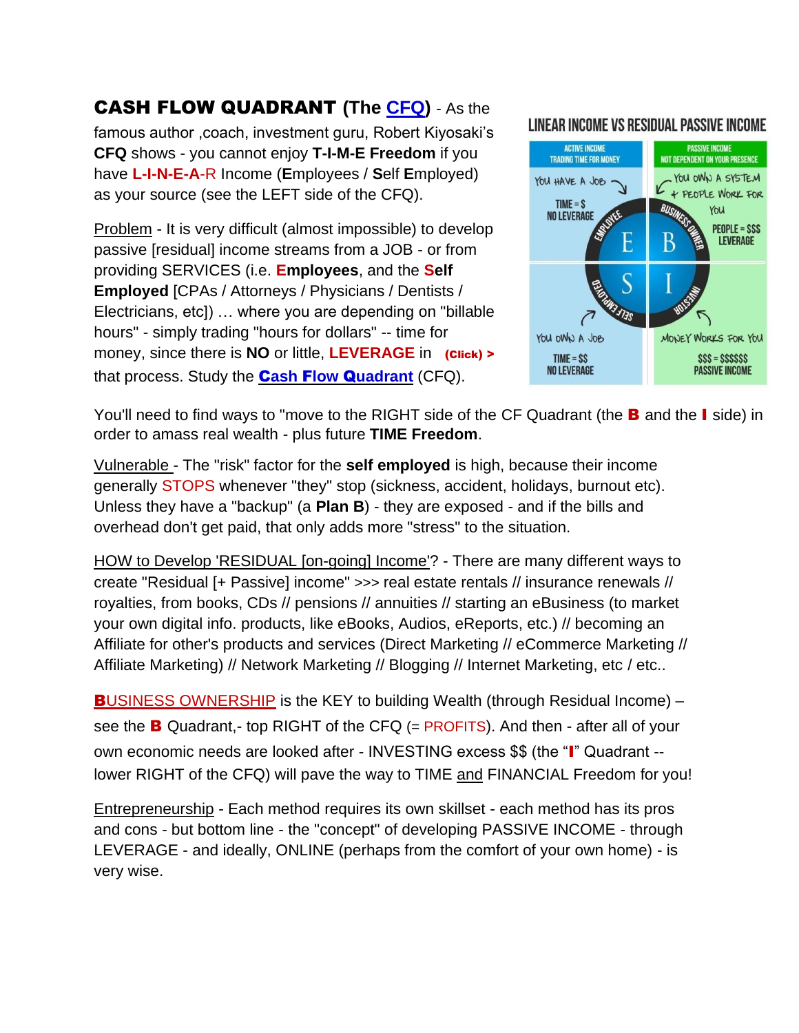**CASH FLOW QUADRANT (The CFQ)** - As the famous author ,coach, investment guru, Robert Kiyosaki's **CFQ** shows - you cannot enjoy **T-I-M-E Freedom** if you have **L-I-N-E-A**-R Income (**E**mployees / **S**elf **E**mployed) as your source (see the LEFT side of the CFQ).

LINEAR INCOME VS RESIDUAL PASSIVE INCOME

| ACTIVE INCOME TRADING TIME FOR MONEY | PASSIVE INCOME NOT DEPENDENT ON YOUR PRESENCE |
|---|---|
| YOU HAVE A JOB — TIME = $ NO LEVERAGE — E (EMPLOYEE) | B (BUSINESS OWNER) — YOU OWN A SYSTEM + PEOPLE WORK FOR YOU — PEOPLE = $$$ LEVERAGE |
| S (SELF EMPLOYED) — YOU OWN A JOB — TIME = $$ NO LEVERAGE | I (INVESTOR) — MONEY WORKS FOR YOU — $$$ = $$$$$$ PASSIVE INCOME |

Problem - It is very difficult (almost impossible) to develop passive [residual] income streams from a JOB - or from providing SERVICES (i.e. **Employees**, and the **Self Employed** [CPAs / Attorneys / Physicians / Dentists / Electricians, etc]) … where you are depending on "billable hours" - simply trading "hours for dollars" -- time for money, since there is **NO** or little, **LEVERAGE** in **(Click) >** that process. Study the **Cash Flow Quadrant** (CFQ).

You'll need to find ways to "move to the RIGHT side of the CF Quadrant (the **B** and the **I** side) in order to amass real wealth - plus future **TIME Freedom**.

Vulnerable - The "risk" factor for the **self employed** is high, because their income generally STOPS whenever "they" stop (sickness, accident, holidays, burnout etc). Unless they have a "backup" (a **Plan B**) - they are exposed - and if the bills and overhead don't get paid, that only adds more "stress" to the situation.

HOW to Develop 'RESIDUAL [on-going] Income'? - There are many different ways to create "Residual [+ Passive] income" >>> real estate rentals // insurance renewals // royalties, from books, CDs // pensions // annuities // starting an eBusiness (to market your own digital info. products, like eBooks, Audios, eReports, etc.) // becoming an Affiliate for other's products and services (Direct Marketing // eCommerce Marketing // Affiliate Marketing) // Network Marketing // Blogging // Internet Marketing, etc / etc..

**B**USINESS OWNERSHIP is the KEY to building Wealth (through Residual Income) – see the **B** Quadrant,- top RIGHT of the CFQ (= PROFITS). And then - after all of your own economic needs are looked after - INVESTING excess $$ (the "**I**" Quadrant -- lower RIGHT of the CFQ) will pave the way to TIME and FINANCIAL Freedom for you!

Entrepreneurship - Each method requires its own skillset - each method has its pros and cons - but bottom line - the "concept" of developing PASSIVE INCOME - through LEVERAGE - and ideally, ONLINE (perhaps from the comfort of your own home) - is very wise.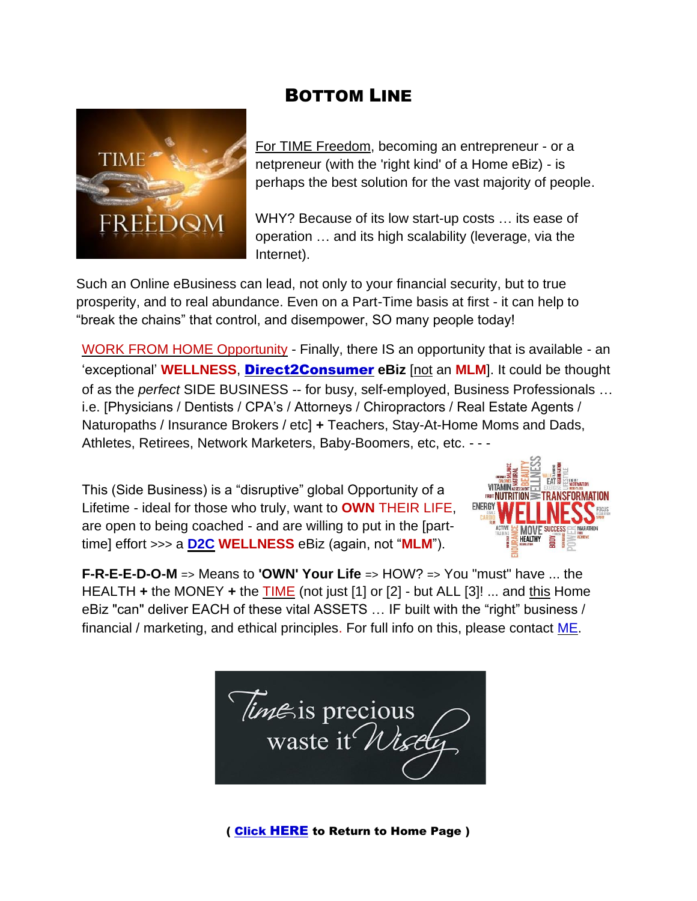# Bottom Line

For TIME Freedom, becoming an entrepreneur - or a netpreneur (with the 'right kind' of a Home eBiz) - is perhaps the best solution for the vast majority of people.

WHY? Because of its low start-up costs … its ease of operation … and its high scalability (leverage, via the Internet).

Such an Online eBusiness can lead, not only to your financial security, but to true prosperity, and to real abundance. Even on a Part-Time basis at first - it can help to "break the chains" that control, and disempower, SO many people today!

WORK FROM HOME Opportunity - Finally, there IS an opportunity that is available - an 'exceptional' **WELLNESS**, **Direct2Consumer** **eBiz** [not an **MLM**]. It could be thought of as the *perfect* SIDE BUSINESS -- for busy, self-employed, Business Professionals … i.e. [Physicians / Dentists / CPA's / Attorneys / Chiropractors / Real Estate Agents / Naturopaths / Insurance Brokers / etc] **+** Teachers, Stay-At-Home Moms and Dads, Athletes, Retirees, Network Marketers, Baby-Boomers, etc, etc. - - -

This (Side Business) is a "disruptive" global Opportunity of a Lifetime - ideal for those who truly, want to **OWN** THEIR LIFE, are open to being coached - and are willing to put in the [part-time] effort >>> a **D2C** **WELLNESS** eBiz (again, not "**MLM**").

**F-R-E-E-D-O-M** => Means to **'OWN' Your Life** => HOW? => You "must" have ... the HEALTH **+** the MONEY **+** the TIME (not just [1] or [2] - but ALL [3]! ... and this Home eBiz "can" deliver EACH of these vital ASSETS … IF built with the "right" business / financial / marketing, and ethical principles. For full info on this, please contact ME.

**( Click HERE to Return to Home Page )**